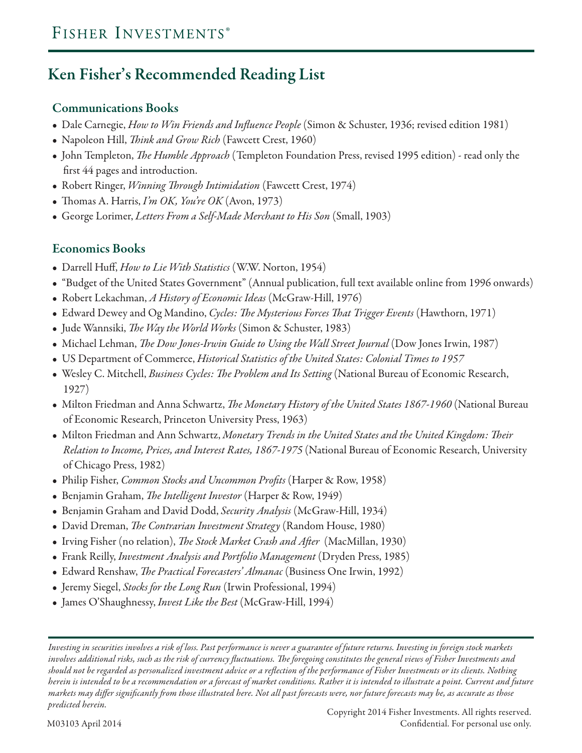# Fisher Investments®

## Ken Fisher's Recommended Reading List

### Communications Books

- Dale Carnegie, *How to Win Friends and Influence People* (Simon & Schuster, 1936; revised edition 1981)
- Napoleon Hill, *Think and Grow Rich* (Fawcett Crest, 1960)
- John Templeton, *The Humble Approach* (Templeton Foundation Press, revised 1995 edition) - read only the first 44 pages and introduction.
- Robert Ringer, *Winning Through Intimidation* (Fawcett Crest, 1974)
- Thomas A. Harris, *I'm OK, You're OK* (Avon, 1973)
- George Lorimer, *Letters From a Self-Made Merchant to His Son* (Small, 1903)

### Economics Books

- Darrell Huff, *How to Lie With Statistics* (W.W. Norton, 1954)
- "Budget of the United States Government" (Annual publication, full text available online from 1996 onwards)
- Robert Lekachman, *A History of Economic Ideas* (McGraw-Hill, 1976)
- Edward Dewey and Og Mandino, *Cycles: The Mysterious Forces That Trigger Events* (Hawthorn, 1971)
- Jude Wannsiki, *The Way the World Works* (Simon & Schuster, 1983)
- Michael Lehman, *The Dow Jones-Irwin Guide to Using the Wall Street Journal* (Dow Jones Irwin, 1987)
- US Department of Commerce, *Historical Statistics of the United States: Colonial Times to 1957*
- Wesley C. Mitchell, *Business Cycles: The Problem and Its Setting* (National Bureau of Economic Research, 1927)
- Milton Friedman and Anna Schwartz, *The Monetary History of the United States 1867-1960* (National Bureau of Economic Research, Princeton University Press, 1963)
- Milton Friedman and Ann Schwartz, *Monetary Trends in the United States and the United Kingdom: Their Relation to Income, Prices, and Interest Rates, 1867-1975* (National Bureau of Economic Research, University of Chicago Press, 1982)
- Philip Fisher, *Common Stocks and Uncommon Profits* (Harper & Row, 1958)
- Benjamin Graham, *The Intelligent Investor* (Harper & Row, 1949)
- Benjamin Graham and David Dodd, *Security Analysis* (McGraw-Hill, 1934)
- David Dreman, *The Contrarian Investment Strategy* (Random House, 1980)
- Irving Fisher (no relation), *The Stock Market Crash and After* (MacMillan, 1930)
- Frank Reilly, *Investment Analysis and Portfolio Management* (Dryden Press, 1985)
- Edward Renshaw, *The Practical Forecasters' Almanac* (Business One Irwin, 1992)
- Jeremy Siegel, *Stocks for the Long Run* (Irwin Professional, 1994)
- James O'Shaughnessy, *Invest Like the Best* (McGraw-Hill, 1994)

*Investing in securities involves a risk of loss. Past performance is never a guarantee of future returns. Investing in foreign stock markets involves additional risks, such as the risk of currency fluctuations. The foregoing constitutes the general views of Fisher Investments and should not be regarded as personalized investment advice or a reflection of the performance of Fisher Investments or its clients. Nothing herein is intended to be a recommendation or a forecast of market conditions. Rather it is intended to illustrate a point. Current and future markets may differ significantly from those illustrated here. Not all past forecasts were, nor future forecasts may be, as accurate as those predicted herein.*

M03103 April 2014

Copyright 2014 Fisher Investments. All rights reserved.
Confidential. For personal use only.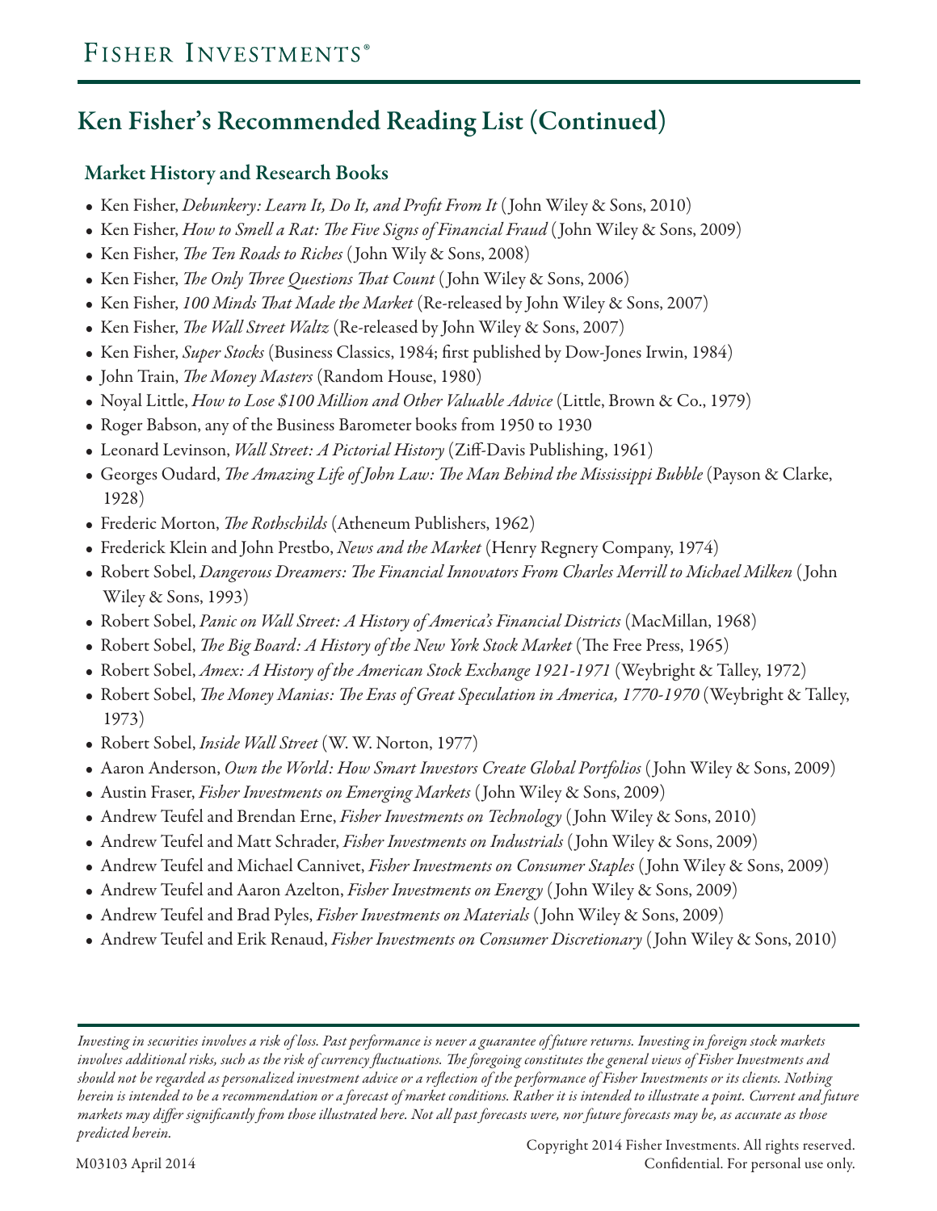## Ken Fisher's Recommended Reading List (Continued)

### Market History and Research Books

- Ken Fisher, *Debunkery: Learn It, Do It, and Profit From It* (John Wiley & Sons, 2010)
- Ken Fisher, *How to Smell a Rat: The Five Signs of Financial Fraud* (John Wiley & Sons, 2009)
- Ken Fisher, *The Ten Roads to Riches* (John Wily & Sons, 2008)
- Ken Fisher, *The Only Three Questions That Count* (John Wiley & Sons, 2006)
- Ken Fisher, *100 Minds That Made the Market* (Re-released by John Wiley & Sons, 2007)
- Ken Fisher, *The Wall Street Waltz* (Re-released by John Wiley & Sons, 2007)
- Ken Fisher, *Super Stocks* (Business Classics, 1984; first published by Dow-Jones Irwin, 1984)
- John Train, *The Money Masters* (Random House, 1980)
- Noyal Little, *How to Lose $100 Million and Other Valuable Advice* (Little, Brown & Co., 1979)
- Roger Babson, any of the Business Barometer books from 1950 to 1930
- Leonard Levinson, *Wall Street: A Pictorial History* (Ziff-Davis Publishing, 1961)
- Georges Oudard, *The Amazing Life of John Law: The Man Behind the Mississippi Bubble* (Payson & Clarke, 1928)
- Frederic Morton, *The Rothschilds* (Atheneum Publishers, 1962)
- Frederick Klein and John Prestbo, *News and the Market* (Henry Regnery Company, 1974)
- Robert Sobel, *Dangerous Dreamers: The Financial Innovators From Charles Merrill to Michael Milken* (John Wiley & Sons, 1993)
- Robert Sobel, *Panic on Wall Street: A History of America's Financial Districts* (MacMillan, 1968)
- Robert Sobel, *The Big Board: A History of the New York Stock Market* (The Free Press, 1965)
- Robert Sobel, *Amex: A History of the American Stock Exchange 1921-1971* (Weybright & Talley, 1972)
- Robert Sobel, *The Money Manias: The Eras of Great Speculation in America, 1770-1970* (Weybright & Talley, 1973)
- Robert Sobel, *Inside Wall Street* (W. W. Norton, 1977)
- Aaron Anderson, *Own the World: How Smart Investors Create Global Portfolios* (John Wiley & Sons, 2009)
- Austin Fraser, *Fisher Investments on Emerging Markets* (John Wiley & Sons, 2009)
- Andrew Teufel and Brendan Erne, *Fisher Investments on Technology* (John Wiley & Sons, 2010)
- Andrew Teufel and Matt Schrader, *Fisher Investments on Industrials* (John Wiley & Sons, 2009)
- Andrew Teufel and Michael Cannivet, *Fisher Investments on Consumer Staples* (John Wiley & Sons, 2009)
- Andrew Teufel and Aaron Azelton, *Fisher Investments on Energy* (John Wiley & Sons, 2009)
- Andrew Teufel and Brad Pyles, *Fisher Investments on Materials* (John Wiley & Sons, 2009)
- Andrew Teufel and Erik Renaud, *Fisher Investments on Consumer Discretionary* (John Wiley & Sons, 2010)

*Investing in securities involves a risk of loss. Past performance is never a guarantee of future returns. Investing in foreign stock markets involves additional risks, such as the risk of currency fluctuations. The foregoing constitutes the general views of Fisher Investments and should not be regarded as personalized investment advice or a reflection of the performance of Fisher Investments or its clients. Nothing herein is intended to be a recommendation or a forecast of market conditions. Rather it is intended to illustrate a point. Current and future markets may differ significantly from those illustrated here. Not all past forecasts were, nor future forecasts may be, as accurate as those predicted herein.*

M03103 April 2014

Copyright 2014 Fisher Investments. All rights reserved.
Confidential. For personal use only.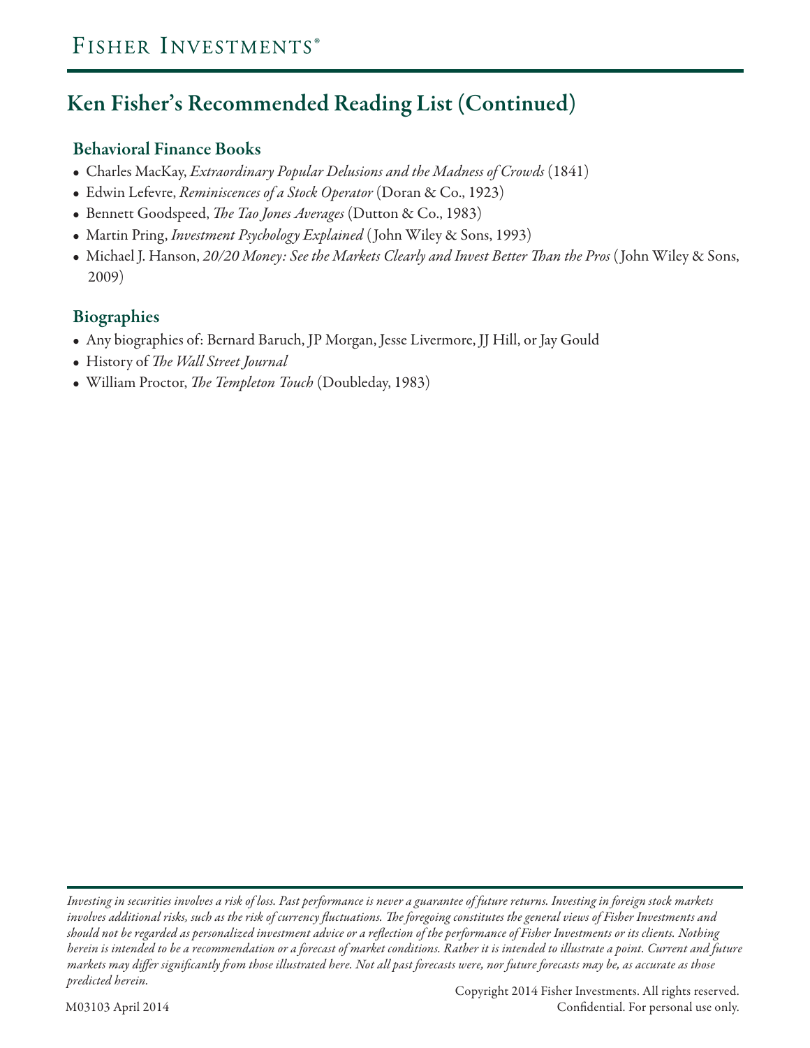## Ken Fisher's Recommended Reading List (Continued)

### Behavioral Finance Books

- Charles MacKay, *Extraordinary Popular Delusions and the Madness of Crowds* (1841)
- Edwin Lefevre, *Reminiscences of a Stock Operator* (Doran & Co., 1923)
- Bennett Goodspeed, *The Tao Jones Averages* (Dutton & Co., 1983)
- Martin Pring, *Investment Psychology Explained* (John Wiley & Sons, 1993)
- Michael J. Hanson, *20/20 Money: See the Markets Clearly and Invest Better Than the Pros* (John Wiley & Sons, 2009)

### Biographies

- Any biographies of: Bernard Baruch, JP Morgan, Jesse Livermore, JJ Hill, or Jay Gould
- History of *The Wall Street Journal*
- William Proctor, *The Templeton Touch* (Doubleday, 1983)

*Investing in securities involves a risk of loss. Past performance is never a guarantee of future returns. Investing in foreign stock markets involves additional risks, such as the risk of currency fluctuations. The foregoing constitutes the general views of Fisher Investments and should not be regarded as personalized investment advice or a reflection of the performance of Fisher Investments or its clients. Nothing herein is intended to be a recommendation or a forecast of market conditions. Rather it is intended to illustrate a point. Current and future markets may differ significantly from those illustrated here. Not all past forecasts were, nor future forecasts may be, as accurate as those predicted herein.*

M03103 April 2014

Copyright 2014 Fisher Investments. All rights reserved.
Confidential. For personal use only.